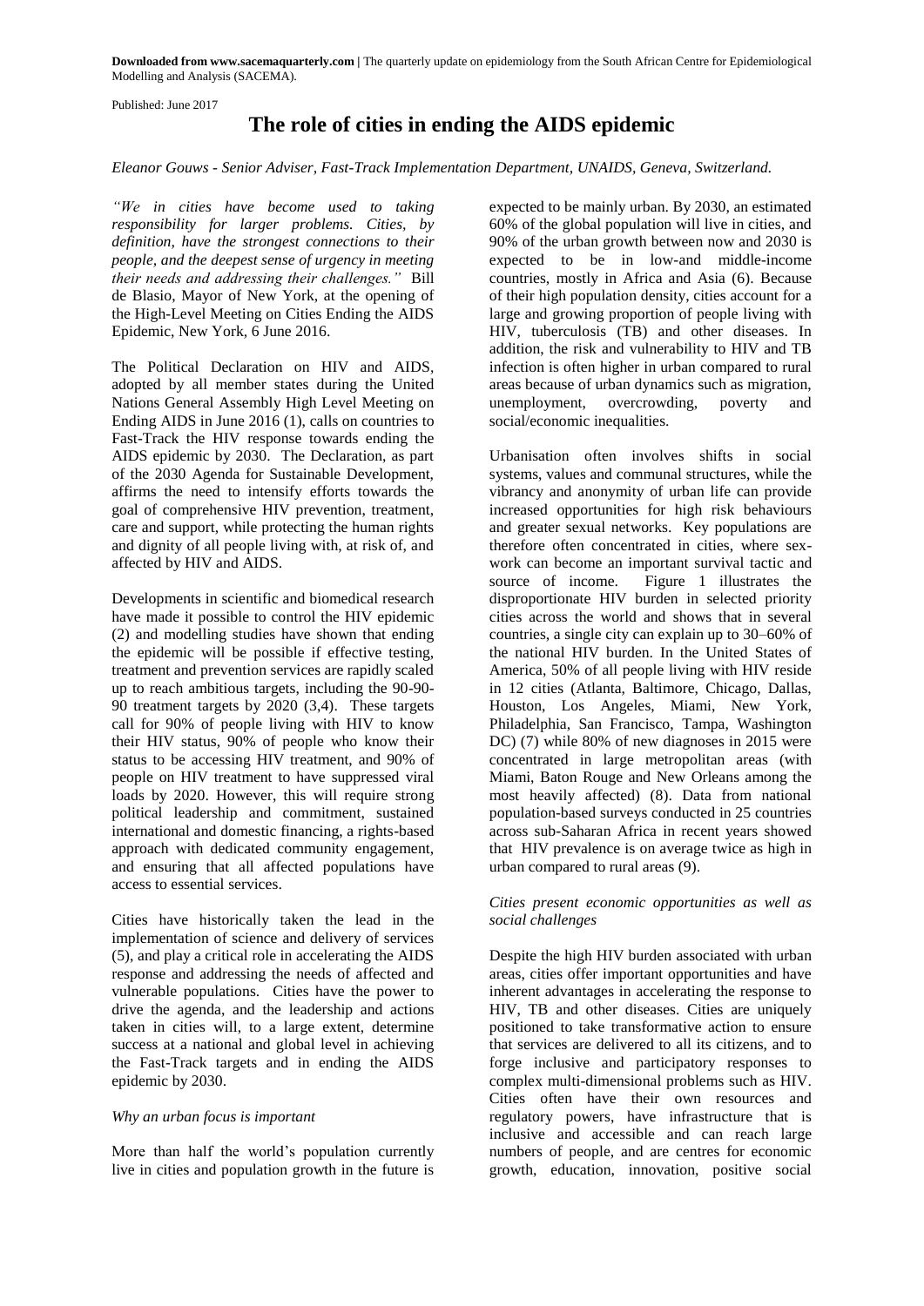**Downloaded from www.sacemaquarterly.com |** The quarterly update on epidemiology from the South African Centre for Epidemiological Modelling and Analysis (SACEMA).

Published: June 2017

# The role of cities in ending the AIDS epidemic

*Eleanor Gouws - Senior Adviser, Fast-Track Implementation Department, UNAIDS, Geneva, Switzerland.*

*"We in cities have become used to taking responsibility for larger problems. Cities, by definition, have the strongest connections to their people, and the deepest sense of urgency in meeting their needs and addressing their challenges."* Bill de Blasio, Mayor of New York, at the opening of the High-Level Meeting on Cities Ending the AIDS Epidemic, New York, 6 June 2016.

The Political Declaration on HIV and AIDS, adopted by all member states during the United Nations General Assembly High Level Meeting on Ending AIDS in June 2016 (1), calls on countries to Fast-Track the HIV response towards ending the AIDS epidemic by 2030. The Declaration, as part of the 2030 Agenda for Sustainable Development, affirms the need to intensify efforts towards the goal of comprehensive HIV prevention, treatment, care and support, while protecting the human rights and dignity of all people living with, at risk of, and affected by HIV and AIDS.

Developments in scientific and biomedical research have made it possible to control the HIV epidemic (2) and modelling studies have shown that ending the epidemic will be possible if effective testing, treatment and prevention services are rapidly scaled up to reach ambitious targets, including the 90-90-90 treatment targets by 2020 (3,4). These targets call for 90% of people living with HIV to know their HIV status, 90% of people who know their status to be accessing HIV treatment, and 90% of people on HIV treatment to have suppressed viral loads by 2020. However, this will require strong political leadership and commitment, sustained international and domestic financing, a rights-based approach with dedicated community engagement, and ensuring that all affected populations have access to essential services.

Cities have historically taken the lead in the implementation of science and delivery of services (5), and play a critical role in accelerating the AIDS response and addressing the needs of affected and vulnerable populations. Cities have the power to drive the agenda, and the leadership and actions taken in cities will, to a large extent, determine success at a national and global level in achieving the Fast-Track targets and in ending the AIDS epidemic by 2030.

*Why an urban focus is important*

More than half the world's population currently live in cities and population growth in the future is expected to be mainly urban. By 2030, an estimated 60% of the global population will live in cities, and 90% of the urban growth between now and 2030 is expected to be in low-and middle-income countries, mostly in Africa and Asia (6). Because of their high population density, cities account for a large and growing proportion of people living with HIV, tuberculosis (TB) and other diseases. In addition, the risk and vulnerability to HIV and TB infection is often higher in urban compared to rural areas because of urban dynamics such as migration, unemployment, overcrowding, poverty and social/economic inequalities.

Urbanisation often involves shifts in social systems, values and communal structures, while the vibrancy and anonymity of urban life can provide increased opportunities for high risk behaviours and greater sexual networks. Key populations are therefore often concentrated in cities, where sex-work can become an important survival tactic and source of income. Figure 1 illustrates the disproportionate HIV burden in selected priority cities across the world and shows that in several countries, a single city can explain up to 30–60% of the national HIV burden. In the United States of America, 50% of all people living with HIV reside in 12 cities (Atlanta, Baltimore, Chicago, Dallas, Houston, Los Angeles, Miami, New York, Philadelphia, San Francisco, Tampa, Washington DC) (7) while 80% of new diagnoses in 2015 were concentrated in large metropolitan areas (with Miami, Baton Rouge and New Orleans among the most heavily affected) (8). Data from national population-based surveys conducted in 25 countries across sub-Saharan Africa in recent years showed that HIV prevalence is on average twice as high in urban compared to rural areas (9).

*Cities present economic opportunities as well as social challenges*

Despite the high HIV burden associated with urban areas, cities offer important opportunities and have inherent advantages in accelerating the response to HIV, TB and other diseases. Cities are uniquely positioned to take transformative action to ensure that services are delivered to all its citizens, and to forge inclusive and participatory responses to complex multi-dimensional problems such as HIV. Cities often have their own resources and regulatory powers, have infrastructure that is inclusive and accessible and can reach large numbers of people, and are centres for economic growth, education, innovation, positive social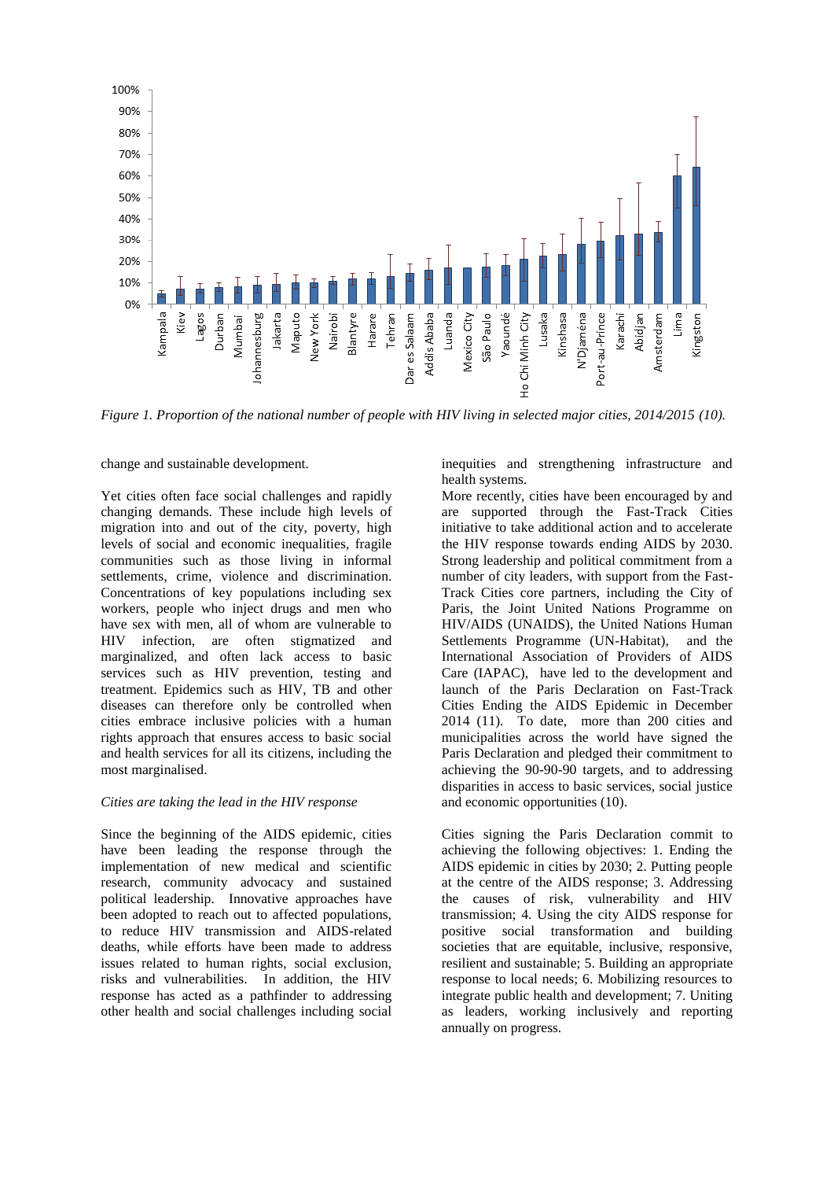*Figure 1. Proportion of the national number of people with HIV living in selected major cities, 2014/2015 (10).*

change and sustainable development.

Yet cities often face social challenges and rapidly changing demands. These include high levels of migration into and out of the city, poverty, high levels of social and economic inequalities, fragile communities such as those living in informal settlements, crime, violence and discrimination. Concentrations of key populations including sex workers, people who inject drugs and men who have sex with men, all of whom are vulnerable to HIV infection, are often stigmatized and marginalized, and often lack access to basic services such as HIV prevention, testing and treatment. Epidemics such as HIV, TB and other diseases can therefore only be controlled when cities embrace inclusive policies with a human rights approach that ensures access to basic social and health services for all its citizens, including the most marginalised.

*Cities are taking the lead in the HIV response*

Since the beginning of the AIDS epidemic, cities have been leading the response through the implementation of new medical and scientific research, community advocacy and sustained political leadership. Innovative approaches have been adopted to reach out to affected populations, to reduce HIV transmission and AIDS-related deaths, while efforts have been made to address issues related to human rights, social exclusion, risks and vulnerabilities. In addition, the HIV response has acted as a pathfinder to addressing other health and social challenges including social inequities and strengthening infrastructure and health systems.

More recently, cities have been encouraged by and are supported through the Fast-Track Cities initiative to take additional action and to accelerate the HIV response towards ending AIDS by 2030. Strong leadership and political commitment from a number of city leaders, with support from the Fast-Track Cities core partners, including the City of Paris, the Joint United Nations Programme on HIV/AIDS (UNAIDS), the United Nations Human Settlements Programme (UN-Habitat), and the International Association of Providers of AIDS Care (IAPAC), have led to the development and launch of the Paris Declaration on Fast-Track Cities Ending the AIDS Epidemic in December 2014 (11). To date, more than 200 cities and municipalities across the world have signed the Paris Declaration and pledged their commitment to achieving the 90-90-90 targets, and to addressing disparities in access to basic services, social justice and economic opportunities (10).

Cities signing the Paris Declaration commit to achieving the following objectives: 1. Ending the AIDS epidemic in cities by 2030; 2. Putting people at the centre of the AIDS response; 3. Addressing the causes of risk, vulnerability and HIV transmission; 4. Using the city AIDS response for positive social transformation and building societies that are equitable, inclusive, responsive, resilient and sustainable; 5. Building an appropriate response to local needs; 6. Mobilizing resources to integrate public health and development; 7. Uniting as leaders, working inclusively and reporting annually on progress.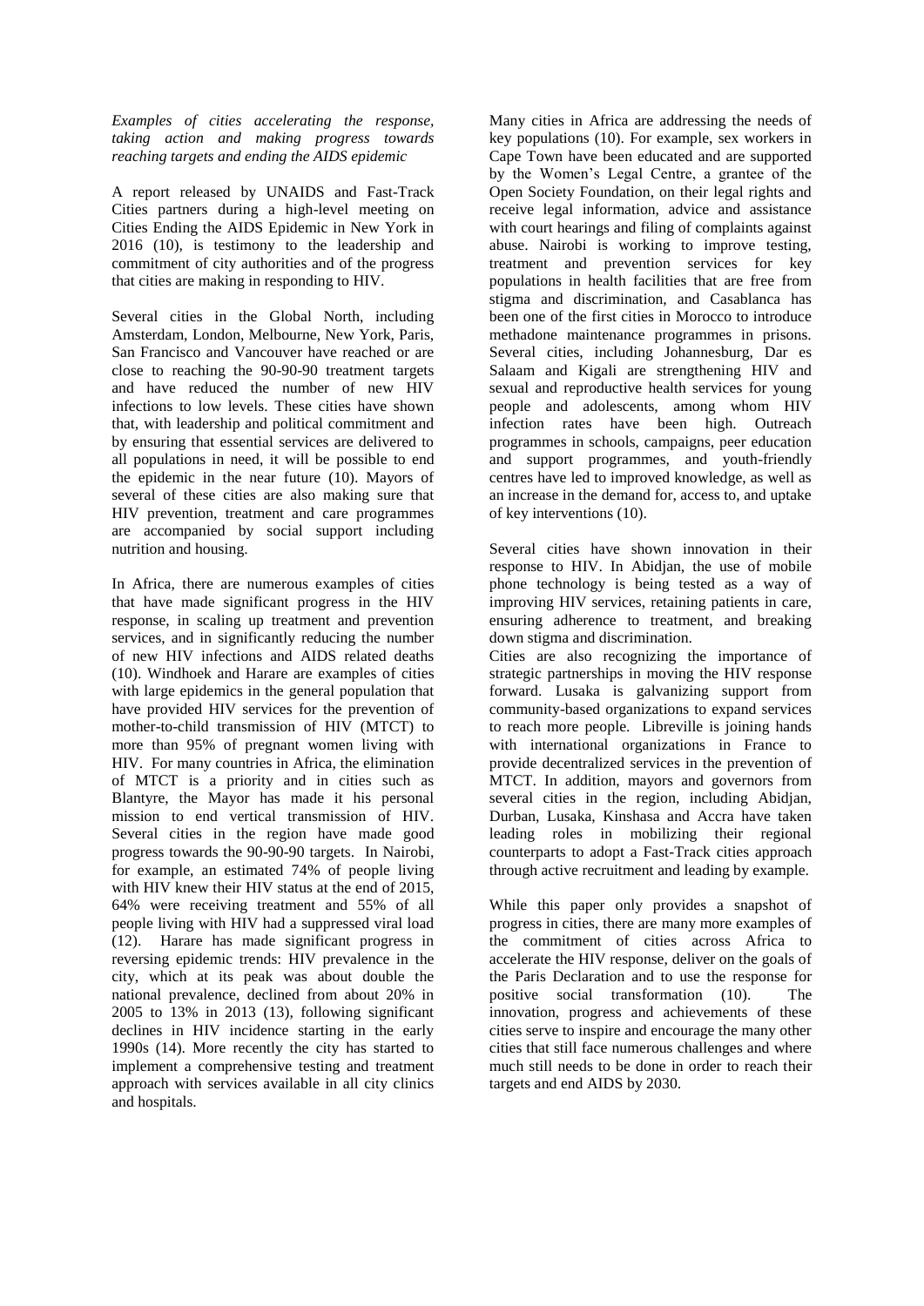*Examples of cities accelerating the response, taking action and making progress towards reaching targets and ending the AIDS epidemic*

A report released by UNAIDS and Fast-Track Cities partners during a high-level meeting on Cities Ending the AIDS Epidemic in New York in 2016 (10), is testimony to the leadership and commitment of city authorities and of the progress that cities are making in responding to HIV.

Several cities in the Global North, including Amsterdam, London, Melbourne, New York, Paris, San Francisco and Vancouver have reached or are close to reaching the 90-90-90 treatment targets and have reduced the number of new HIV infections to low levels. These cities have shown that, with leadership and political commitment and by ensuring that essential services are delivered to all populations in need, it will be possible to end the epidemic in the near future (10). Mayors of several of these cities are also making sure that HIV prevention, treatment and care programmes are accompanied by social support including nutrition and housing.

In Africa, there are numerous examples of cities that have made significant progress in the HIV response, in scaling up treatment and prevention services, and in significantly reducing the number of new HIV infections and AIDS related deaths (10). Windhoek and Harare are examples of cities with large epidemics in the general population that have provided HIV services for the prevention of mother-to-child transmission of HIV (MTCT) to more than 95% of pregnant women living with HIV. For many countries in Africa, the elimination of MTCT is a priority and in cities such as Blantyre, the Mayor has made it his personal mission to end vertical transmission of HIV. Several cities in the region have made good progress towards the 90-90-90 targets. In Nairobi, for example, an estimated 74% of people living with HIV knew their HIV status at the end of 2015, 64% were receiving treatment and 55% of all people living with HIV had a suppressed viral load (12). Harare has made significant progress in reversing epidemic trends: HIV prevalence in the city, which at its peak was about double the national prevalence, declined from about 20% in 2005 to 13% in 2013 (13), following significant declines in HIV incidence starting in the early 1990s (14). More recently the city has started to implement a comprehensive testing and treatment approach with services available in all city clinics and hospitals.

Many cities in Africa are addressing the needs of key populations (10). For example, sex workers in Cape Town have been educated and are supported by the Women's Legal Centre, a grantee of the Open Society Foundation, on their legal rights and receive legal information, advice and assistance with court hearings and filing of complaints against abuse. Nairobi is working to improve testing, treatment and prevention services for key populations in health facilities that are free from stigma and discrimination, and Casablanca has been one of the first cities in Morocco to introduce methadone maintenance programmes in prisons. Several cities, including Johannesburg, Dar es Salaam and Kigali are strengthening HIV and sexual and reproductive health services for young people and adolescents, among whom HIV infection rates have been high. Outreach programmes in schools, campaigns, peer education and support programmes, and youth-friendly centres have led to improved knowledge, as well as an increase in the demand for, access to, and uptake of key interventions (10).

Several cities have shown innovation in their response to HIV. In Abidjan, the use of mobile phone technology is being tested as a way of improving HIV services, retaining patients in care, ensuring adherence to treatment, and breaking down stigma and discrimination.

Cities are also recognizing the importance of strategic partnerships in moving the HIV response forward. Lusaka is galvanizing support from community-based organizations to expand services to reach more people. Libreville is joining hands with international organizations in France to provide decentralized services in the prevention of MTCT. In addition, mayors and governors from several cities in the region, including Abidjan, Durban, Lusaka, Kinshasa and Accra have taken leading roles in mobilizing their regional counterparts to adopt a Fast-Track cities approach through active recruitment and leading by example.

While this paper only provides a snapshot of progress in cities, there are many more examples of the commitment of cities across Africa to accelerate the HIV response, deliver on the goals of the Paris Declaration and to use the response for positive social transformation (10). The innovation, progress and achievements of these cities serve to inspire and encourage the many other cities that still face numerous challenges and where much still needs to be done in order to reach their targets and end AIDS by 2030.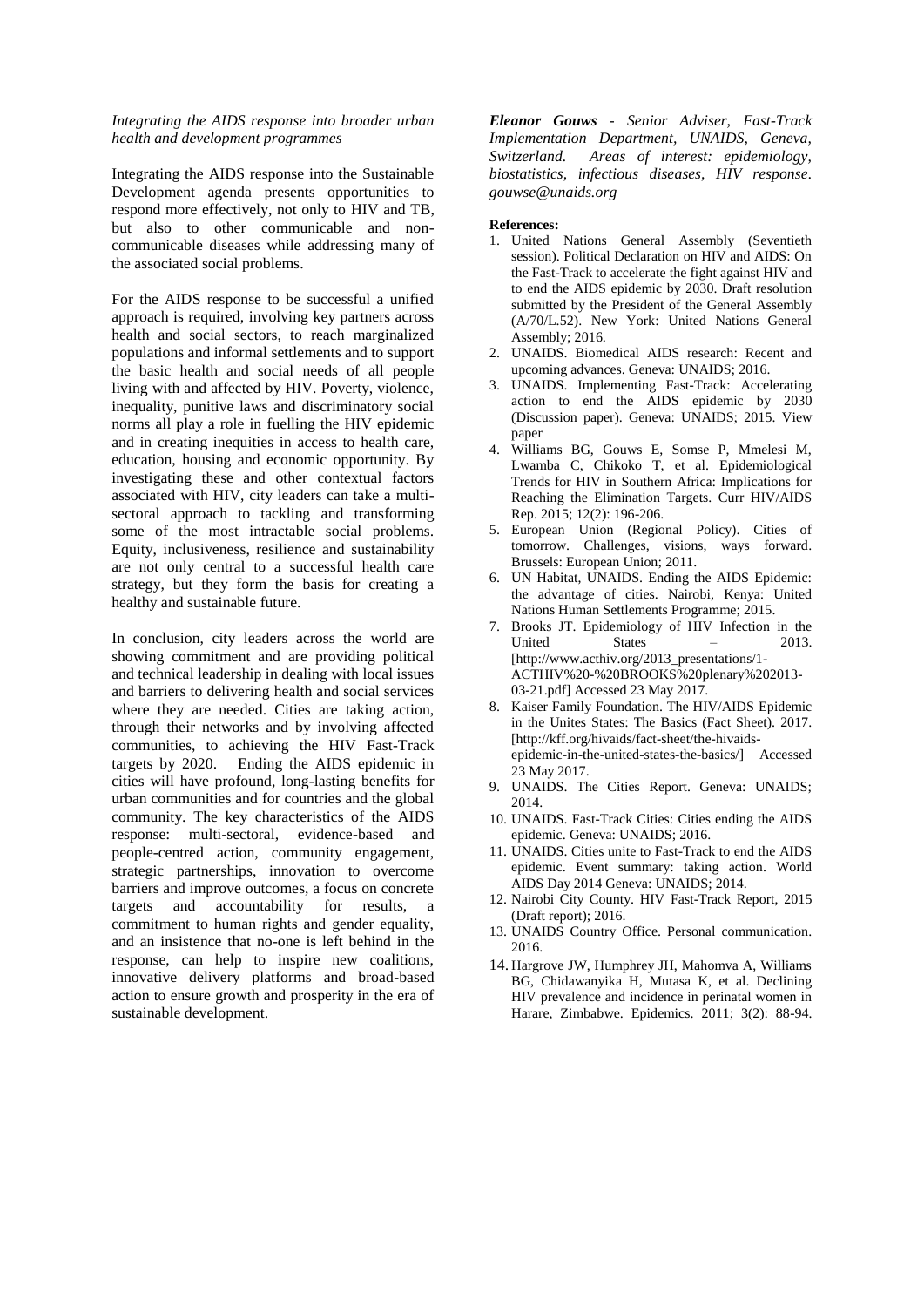*Integrating the AIDS response into broader urban health and development programmes*

Integrating the AIDS response into the Sustainable Development agenda presents opportunities to respond more effectively, not only to HIV and TB, but also to other communicable and non-communicable diseases while addressing many of the associated social problems.

For the AIDS response to be successful a unified approach is required, involving key partners across health and social sectors, to reach marginalized populations and informal settlements and to support the basic health and social needs of all people living with and affected by HIV. Poverty, violence, inequality, punitive laws and discriminatory social norms all play a role in fuelling the HIV epidemic and in creating inequities in access to health care, education, housing and economic opportunity. By investigating these and other contextual factors associated with HIV, city leaders can take a multi-sectoral approach to tackling and transforming some of the most intractable social problems. Equity, inclusiveness, resilience and sustainability are not only central to a successful health care strategy, but they form the basis for creating a healthy and sustainable future.

In conclusion, city leaders across the world are showing commitment and are providing political and technical leadership in dealing with local issues and barriers to delivering health and social services where they are needed. Cities are taking action, through their networks and by involving affected communities, to achieving the HIV Fast-Track targets by 2020. Ending the AIDS epidemic in cities will have profound, long-lasting benefits for urban communities and for countries and the global community. The key characteristics of the AIDS response: multi-sectoral, evidence-based and people-centred action, community engagement, strategic partnerships, innovation to overcome barriers and improve outcomes, a focus on concrete targets and accountability for results, a commitment to human rights and gender equality, and an insistence that no-one is left behind in the response, can help to inspire new coalitions, innovative delivery platforms and broad-based action to ensure growth and prosperity in the era of sustainable development.

***Eleanor Gouws*** *- Senior Adviser, Fast-Track Implementation Department, UNAIDS, Geneva, Switzerland. Areas of interest: epidemiology, biostatistics, infectious diseases, HIV response. gouwse@unaids.org*

**References:**

1. United Nations General Assembly (Seventieth session). Political Declaration on HIV and AIDS: On the Fast-Track to accelerate the fight against HIV and to end the AIDS epidemic by 2030. Draft resolution submitted by the President of the General Assembly (A/70/L.52). New York: United Nations General Assembly; 2016.
2. UNAIDS. Biomedical AIDS research: Recent and upcoming advances. Geneva: UNAIDS; 2016.
3. UNAIDS. Implementing Fast-Track: Accelerating action to end the AIDS epidemic by 2030 (Discussion paper). Geneva: UNAIDS; 2015. View paper
4. Williams BG, Gouws E, Somse P, Mmelesi M, Lwamba C, Chikoko T, et al. Epidemiological Trends for HIV in Southern Africa: Implications for Reaching the Elimination Targets. Curr HIV/AIDS Rep. 2015; 12(2): 196-206.
5. European Union (Regional Policy). Cities of tomorrow. Challenges, visions, ways forward. Brussels: European Union; 2011.
6. UN Habitat, UNAIDS. Ending the AIDS Epidemic: the advantage of cities. Nairobi, Kenya: United Nations Human Settlements Programme; 2015.
7. Brooks JT. Epidemiology of HIV Infection in the United States – 2013. [http://www.acthiv.org/2013_presentations/1-ACTHIV%20-%20BROOKS%20plenary%202013-03-21.pdf] Accessed 23 May 2017.
8. Kaiser Family Foundation. The HIV/AIDS Epidemic in the Unites States: The Basics (Fact Sheet). 2017. [http://kff.org/hivaids/fact-sheet/the-hivaids-epidemic-in-the-united-states-the-basics/] Accessed 23 May 2017.
9. UNAIDS. The Cities Report. Geneva: UNAIDS; 2014.
10. UNAIDS. Fast-Track Cities: Cities ending the AIDS epidemic. Geneva: UNAIDS; 2016.
11. UNAIDS. Cities unite to Fast-Track to end the AIDS epidemic. Event summary: taking action. World AIDS Day 2014 Geneva: UNAIDS; 2014.
12. Nairobi City County. HIV Fast-Track Report, 2015 (Draft report); 2016.
13. UNAIDS Country Office. Personal communication. 2016.
14. Hargrove JW, Humphrey JH, Mahomva A, Williams BG, Chidawanyika H, Mutasa K, et al. Declining HIV prevalence and incidence in perinatal women in Harare, Zimbabwe. Epidemics. 2011; 3(2): 88-94.